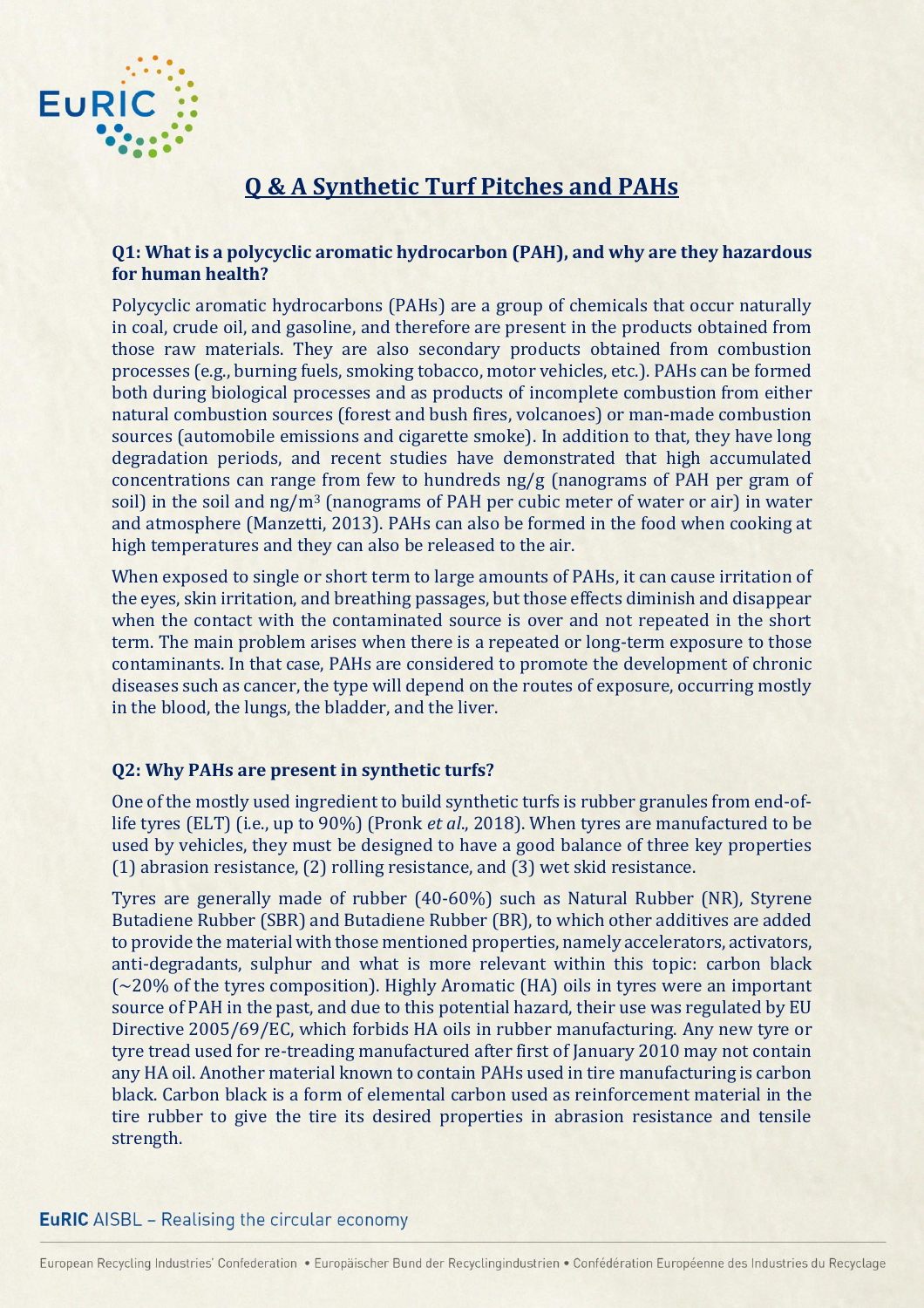# Q & A Synthetic Turf Pitches and PAHs

**Q1: What is a polycyclic aromatic hydrocarbon (PAH), and why are they hazardous for human health?**

Polycyclic aromatic hydrocarbons (PAHs) are a group of chemicals that occur naturally in coal, crude oil, and gasoline, and therefore are present in the products obtained from those raw materials. They are also secondary products obtained from combustion processes (e.g., burning fuels, smoking tobacco, motor vehicles, etc.). PAHs can be formed both during biological processes and as products of incomplete combustion from either natural combustion sources (forest and bush fires, volcanoes) or man-made combustion sources (automobile emissions and cigarette smoke). In addition to that, they have long degradation periods, and recent studies have demonstrated that high accumulated concentrations can range from few to hundreds ng/g (nanograms of PAH per gram of soil) in the soil and ng/m$^3$ (nanograms of PAH per cubic meter of water or air) in water and atmosphere (Manzetti, 2013). PAHs can also be formed in the food when cooking at high temperatures and they can also be released to the air.

When exposed to single or short term to large amounts of PAHs, it can cause irritation of the eyes, skin irritation, and breathing passages, but those effects diminish and disappear when the contact with the contaminated source is over and not repeated in the short term. The main problem arises when there is a repeated or long-term exposure to those contaminants. In that case, PAHs are considered to promote the development of chronic diseases such as cancer, the type will depend on the routes of exposure, occurring mostly in the blood, the lungs, the bladder, and the liver.

**Q2: Why PAHs are present in synthetic turfs?**

One of the mostly used ingredient to build synthetic turfs is rubber granules from end-of-life tyres (ELT) (i.e., up to 90%) (Pronk *et al*., 2018). When tyres are manufactured to be used by vehicles, they must be designed to have a good balance of three key properties (1) abrasion resistance, (2) rolling resistance, and (3) wet skid resistance.

Tyres are generally made of rubber (40-60%) such as Natural Rubber (NR), Styrene Butadiene Rubber (SBR) and Butadiene Rubber (BR), to which other additives are added to provide the material with those mentioned properties, namely accelerators, activators, anti-degradants, sulphur and what is more relevant within this topic: carbon black (~20% of the tyres composition). Highly Aromatic (HA) oils in tyres were an important source of PAH in the past, and due to this potential hazard, their use was regulated by EU Directive 2005/69/EC, which forbids HA oils in rubber manufacturing. Any new tyre or tyre tread used for re-treading manufactured after first of January 2010 may not contain any HA oil. Another material known to contain PAHs used in tire manufacturing is carbon black. Carbon black is a form of elemental carbon used as reinforcement material in the tire rubber to give the tire its desired properties in abrasion resistance and tensile strength.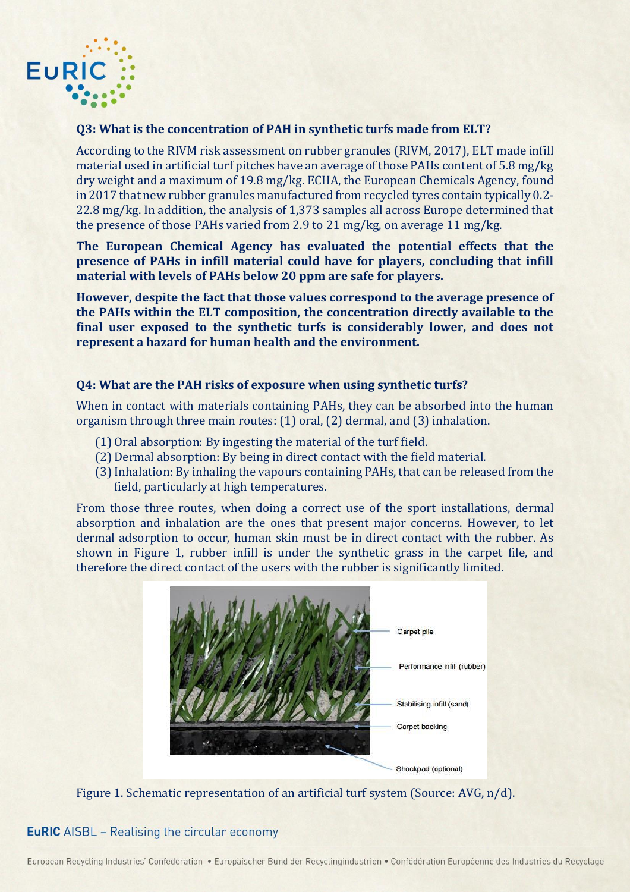### Q3: What is the concentration of PAH in synthetic turfs made from ELT?

According to the RIVM risk assessment on rubber granules (RIVM, 2017), ELT made infill material used in artificial turf pitches have an average of those PAHs content of 5.8 mg/kg dry weight and a maximum of 19.8 mg/kg. ECHA, the European Chemicals Agency, found in 2017 that new rubber granules manufactured from recycled tyres contain typically 0.2-22.8 mg/kg. In addition, the analysis of 1,373 samples all across Europe determined that the presence of those PAHs varied from 2.9 to 21 mg/kg, on average 11 mg/kg.

**The European Chemical Agency has evaluated the potential effects that the presence of PAHs in infill material could have for players, concluding that infill material with levels of PAHs below 20 ppm are safe for players.**

**However, despite the fact that those values correspond to the average presence of the PAHs within the ELT composition, the concentration directly available to the final user exposed to the synthetic turfs is considerably lower, and does not represent a hazard for human health and the environment.**

### Q4: What are the PAH risks of exposure when using synthetic turfs?

When in contact with materials containing PAHs, they can be absorbed into the human organism through three main routes: (1) oral, (2) dermal, and (3) inhalation.

(1) Oral absorption: By ingesting the material of the turf field.
(2) Dermal absorption: By being in direct contact with the field material.
(3) Inhalation: By inhaling the vapours containing PAHs, that can be released from the field, particularly at high temperatures.

From those three routes, when doing a correct use of the sport installations, dermal absorption and inhalation are the ones that present major concerns. However, to let dermal adsorption to occur, human skin must be in direct contact with the rubber. As shown in Figure 1, rubber infill is under the synthetic grass in the carpet file, and therefore the direct contact of the users with the rubber is significantly limited.

Carpet pile

Performance infill (rubber)

Stabilising infill (sand)

Carpet backing

Shockpad (optional)

Figure 1. Schematic representation of an artificial turf system (Source: AVG, n/d).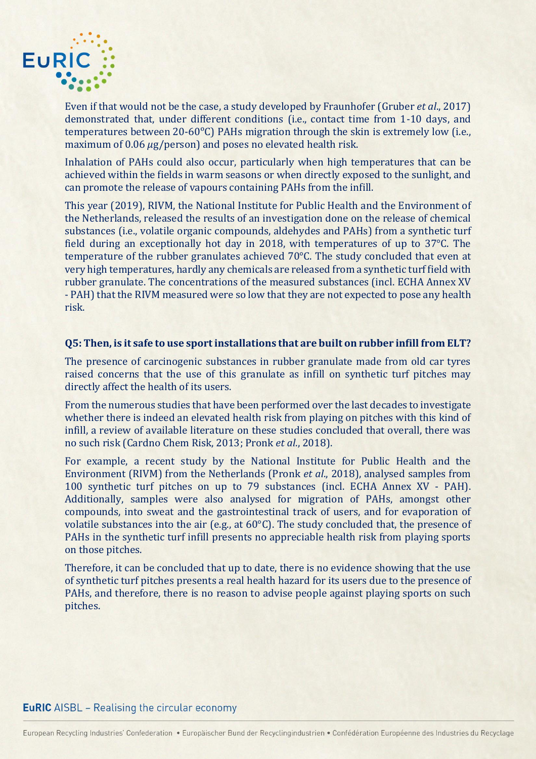Even if that would not be the case, a study developed by Fraunhofer (Gruber *et al*., 2017) demonstrated that, under different conditions (i.e., contact time from 1-10 days, and temperatures between 20-60ºC) PAHs migration through the skin is extremely low (i.e., maximum of 0.06 $\mu$g/person) and poses no elevated health risk.

Inhalation of PAHs could also occur, particularly when high temperatures that can be achieved within the fields in warm seasons or when directly exposed to the sunlight, and can promote the release of vapours containing PAHs from the infill.

This year (2019), RIVM, the National Institute for Public Health and the Environment of the Netherlands, released the results of an investigation done on the release of chemical substances (i.e., volatile organic compounds, aldehydes and PAHs) from a synthetic turf field during an exceptionally hot day in 2018, with temperatures of up to 37°C. The temperature of the rubber granulates achieved 70°C. The study concluded that even at very high temperatures, hardly any chemicals are released from a synthetic turf field with rubber granulate. The concentrations of the measured substances (incl. ECHA Annex XV - PAH) that the RIVM measured were so low that they are not expected to pose any health risk.

**Q5: Then, is it safe to use sport installations that are built on rubber infill from ELT?**

The presence of carcinogenic substances in rubber granulate made from old car tyres raised concerns that the use of this granulate as infill on synthetic turf pitches may directly affect the health of its users.

From the numerous studies that have been performed over the last decades to investigate whether there is indeed an elevated health risk from playing on pitches with this kind of infill, a review of available literature on these studies concluded that overall, there was no such risk (Cardno Chem Risk, 2013; Pronk *et al*., 2018).

For example, a recent study by the National Institute for Public Health and the Environment (RIVM) from the Netherlands (Pronk *et al*., 2018), analysed samples from 100 synthetic turf pitches on up to 79 substances (incl. ECHA Annex XV - PAH). Additionally, samples were also analysed for migration of PAHs, amongst other compounds, into sweat and the gastrointestinal track of users, and for evaporation of volatile substances into the air (e.g., at 60°C). The study concluded that, the presence of PAHs in the synthetic turf infill presents no appreciable health risk from playing sports on those pitches.

Therefore, it can be concluded that up to date, there is no evidence showing that the use of synthetic turf pitches presents a real health hazard for its users due to the presence of PAHs, and therefore, there is no reason to advise people against playing sports on such pitches.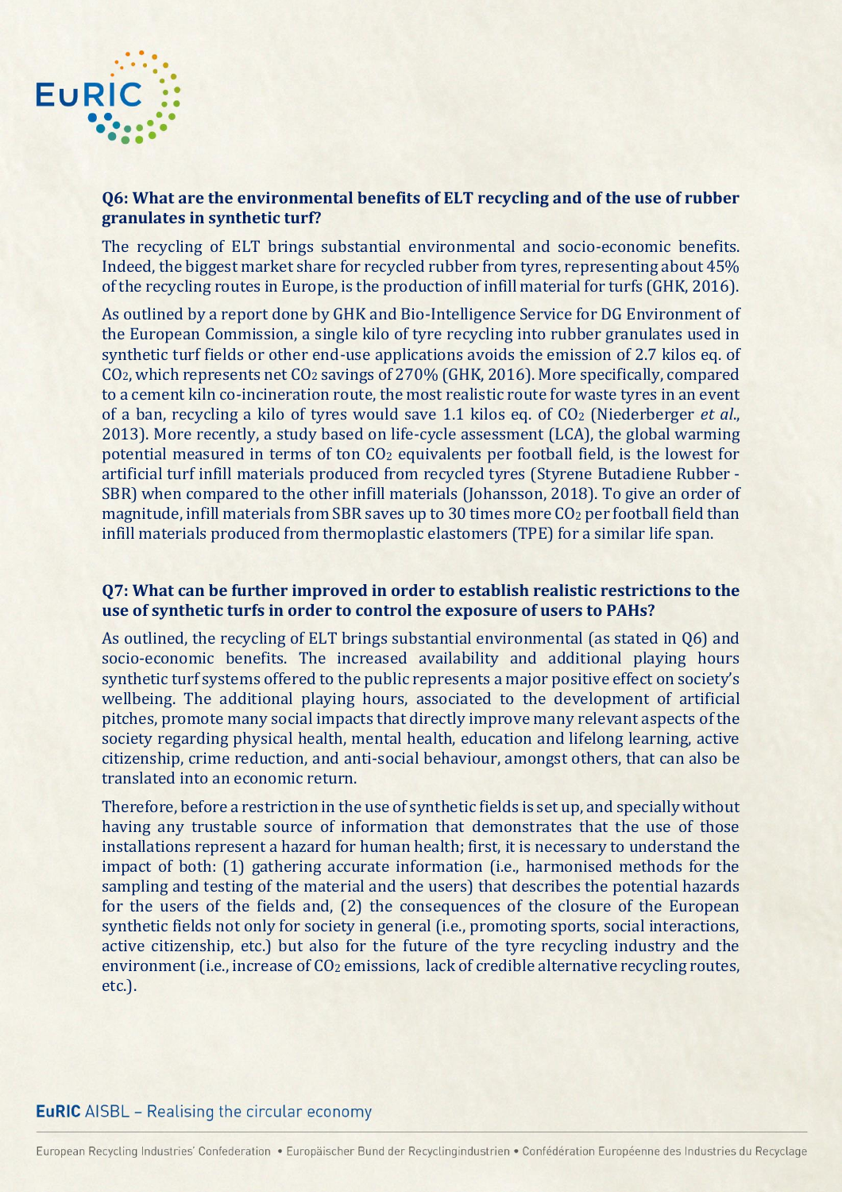**Q6: What are the environmental benefits of ELT recycling and of the use of rubber granulates in synthetic turf?**

The recycling of ELT brings substantial environmental and socio-economic benefits. Indeed, the biggest market share for recycled rubber from tyres, representing about 45% of the recycling routes in Europe, is the production of infill material for turfs (GHK, 2016).

As outlined by a report done by GHK and Bio-Intelligence Service for DG Environment of the European Commission, a single kilo of tyre recycling into rubber granulates used in synthetic turf fields or other end-use applications avoids the emission of 2.7 kilos eq. of $CO_2$, which represents net $CO_2$ savings of 270% (GHK, 2016). More specifically, compared to a cement kiln co-incineration route, the most realistic route for waste tyres in an event of a ban, recycling a kilo of tyres would save 1.1 kilos eq. of $CO_2$ (Niederberger *et al.*, 2013). More recently, a study based on life-cycle assessment (LCA), the global warming potential measured in terms of ton $CO_2$ equivalents per football field, is the lowest for artificial turf infill materials produced from recycled tyres (Styrene Butadiene Rubber - SBR) when compared to the other infill materials (Johansson, 2018). To give an order of magnitude, infill materials from SBR saves up to 30 times more $CO_2$ per football field than infill materials produced from thermoplastic elastomers (TPE) for a similar life span.

**Q7: What can be further improved in order to establish realistic restrictions to the use of synthetic turfs in order to control the exposure of users to PAHs?**

As outlined, the recycling of ELT brings substantial environmental (as stated in Q6) and socio-economic benefits. The increased availability and additional playing hours synthetic turf systems offered to the public represents a major positive effect on society's wellbeing. The additional playing hours, associated to the development of artificial pitches, promote many social impacts that directly improve many relevant aspects of the society regarding physical health, mental health, education and lifelong learning, active citizenship, crime reduction, and anti-social behaviour, amongst others, that can also be translated into an economic return.

Therefore, before a restriction in the use of synthetic fields is set up, and specially without having any trustable source of information that demonstrates that the use of those installations represent a hazard for human health; first, it is necessary to understand the impact of both: (1) gathering accurate information (i.e., harmonised methods for the sampling and testing of the material and the users) that describes the potential hazards for the users of the fields and, (2) the consequences of the closure of the European synthetic fields not only for society in general (i.e., promoting sports, social interactions, active citizenship, etc.) but also for the future of the tyre recycling industry and the environment (i.e., increase of $CO_2$ emissions, lack of credible alternative recycling routes, etc.).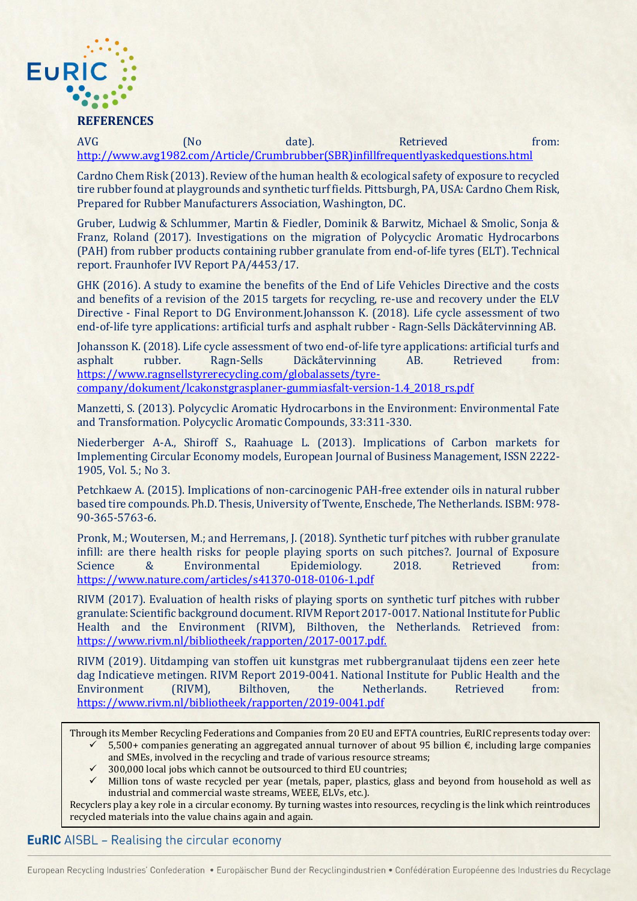## REFERENCES

AVG (No date). Retrieved from: http://www.avg1982.com/Article/Crumbrubber(SBR)infillfrequentlyaskedquestions.html

Cardno Chem Risk (2013). Review of the human health & ecological safety of exposure to recycled tire rubber found at playgrounds and synthetic turf fields. Pittsburgh, PA, USA: Cardno Chem Risk, Prepared for Rubber Manufacturers Association, Washington, DC.

Gruber, Ludwig & Schlummer, Martin & Fiedler, Dominik & Barwitz, Michael & Smolic, Sonja & Franz, Roland (2017). Investigations on the migration of Polycyclic Aromatic Hydrocarbons (PAH) from rubber products containing rubber granulate from end-of-life tyres (ELT). Technical report. Fraunhofer IVV Report PA/4453/17.

GHK (2016). A study to examine the benefits of the End of Life Vehicles Directive and the costs and benefits of a revision of the 2015 targets for recycling, re-use and recovery under the ELV Directive - Final Report to DG Environment.Johansson K. (2018). Life cycle assessment of two end-of-life tyre applications: artificial turfs and asphalt rubber - Ragn-Sells Däckåtervinning AB.

Johansson K. (2018). Life cycle assessment of two end-of-life tyre applications: artificial turfs and asphalt rubber. Ragn-Sells Däckåtervinning AB. Retrieved from: https://www.ragnsellstyrerecycling.com/globalassets/tyre-company/dokument/lcakonstgrasplaner-gummiasfalt-version-1.4_2018_rs.pdf

Manzetti, S. (2013). Polycyclic Aromatic Hydrocarbons in the Environment: Environmental Fate and Transformation. Polycyclic Aromatic Compounds, 33:311-330.

Niederberger A-A., Shiroff S., Raahuage L. (2013). Implications of Carbon markets for Implementing Circular Economy models, European Journal of Business Management, ISSN 2222-1905, Vol. 5.; No 3.

Petchkaew A. (2015). Implications of non-carcinogenic PAH-free extender oils in natural rubber based tire compounds. Ph.D. Thesis, University of Twente, Enschede, The Netherlands. ISBM: 978-90-365-5763-6.

Pronk, M.; Woutersen, M.; and Herremans, J. (2018). Synthetic turf pitches with rubber granulate infill: are there health risks for people playing sports on such pitches?. Journal of Exposure Science & Environmental Epidemiology. 2018. Retrieved from: https://www.nature.com/articles/s41370-018-0106-1.pdf

RIVM (2017). Evaluation of health risks of playing sports on synthetic turf pitches with rubber granulate: Scientific background document. RIVM Report 2017-0017. National Institute for Public Health and the Environment (RIVM), Bilthoven, the Netherlands. Retrieved from: https://www.rivm.nl/bibliotheek/rapporten/2017-0017.pdf.

RIVM (2019). Uitdamping van stoffen uit kunstgras met rubbergranulaat tijdens een zeer hete dag Indicatieve metingen. RIVM Report 2019-0041. National Institute for Public Health and the Environment (RIVM), Bilthoven, the Netherlands. Retrieved from: https://www.rivm.nl/bibliotheek/rapporten/2019-0041.pdf

Through its Member Recycling Federations and Companies from 20 EU and EFTA countries, EuRIC represents today over:

- ✓ 5,500+ companies generating an aggregated annual turnover of about 95 billion €, including large companies and SMEs, involved in the recycling and trade of various resource streams;
- ✓ 300,000 local jobs which cannot be outsourced to third EU countries;
- ✓ Million tons of waste recycled per year (metals, paper, plastics, glass and beyond from household as well as industrial and commercial waste streams, WEEE, ELVs, etc.).

Recyclers play a key role in a circular economy. By turning wastes into resources, recycling is the link which reintroduces recycled materials into the value chains again and again.